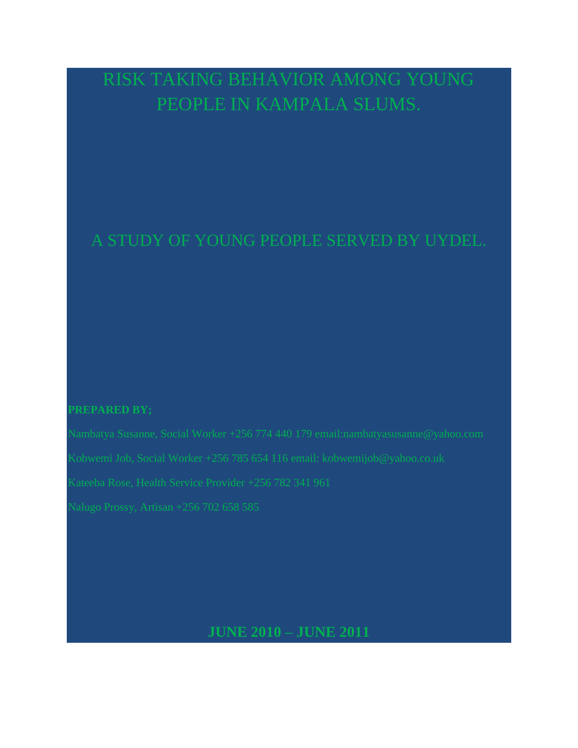# RISK TAKING BEHAVIOR AMONG YOUNG PEOPLE IN KAMPALA SLUMS.

## A STUDY OF YOUNG PEOPLE SERVED BY UYDEL.

**PREPARED BY;**

Nambatya Susanne, Social Worker +256 774 440 179 email:nambatyasusanne@yahoo.com

Kobwemi Job, Social Worker +256 785 654 116 email: kobwemijob@yahoo.co.uk

Kateeba Rose, Health Service Provider +256 782 341 961

Nalugo Prossy, Artisan +256 702 658 585

**JUNE 2010 – JUNE 2011**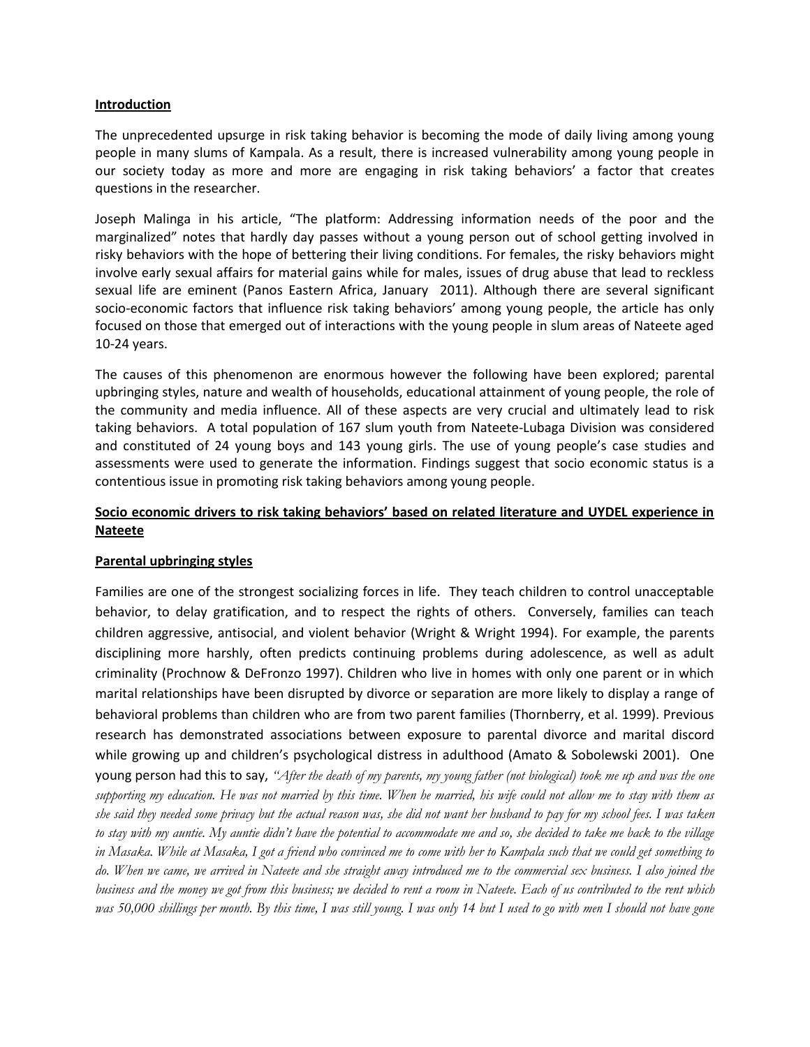## Introduction

The unprecedented upsurge in risk taking behavior is becoming the mode of daily living among young people in many slums of Kampala. As a result, there is increased vulnerability among young people in our society today as more and more are engaging in risk taking behaviors' a factor that creates questions in the researcher.

Joseph Malinga in his article, "The platform: Addressing information needs of the poor and the marginalized" notes that hardly day passes without a young person out of school getting involved in risky behaviors with the hope of bettering their living conditions. For females, the risky behaviors might involve early sexual affairs for material gains while for males, issues of drug abuse that lead to reckless sexual life are eminent (Panos Eastern Africa, January 2011). Although there are several significant socio-economic factors that influence risk taking behaviors' among young people, the article has only focused on those that emerged out of interactions with the young people in slum areas of Nateete aged 10-24 years.

The causes of this phenomenon are enormous however the following have been explored; parental upbringing styles, nature and wealth of households, educational attainment of young people, the role of the community and media influence. All of these aspects are very crucial and ultimately lead to risk taking behaviors. A total population of 167 slum youth from Nateete-Lubaga Division was considered and constituted of 24 young boys and 143 young girls. The use of young people's case studies and assessments were used to generate the information. Findings suggest that socio economic status is a contentious issue in promoting risk taking behaviors among young people.

## Socio economic drivers to risk taking behaviors' based on related literature and UYDEL experience in Nateete

### Parental upbringing styles

Families are one of the strongest socializing forces in life. They teach children to control unacceptable behavior, to delay gratification, and to respect the rights of others. Conversely, families can teach children aggressive, antisocial, and violent behavior (Wright & Wright 1994). For example, the parents disciplining more harshly, often predicts continuing problems during adolescence, as well as adult criminality (Prochnow & DeFronzo 1997). Children who live in homes with only one parent or in which marital relationships have been disrupted by divorce or separation are more likely to display a range of behavioral problems than children who are from two parent families (Thornberry, et al. 1999). Previous research has demonstrated associations between exposure to parental divorce and marital discord while growing up and children's psychological distress in adulthood (Amato & Sobolewski 2001). One young person had this to say, *"After the death of my parents, my young father (not biological) took me up and was the one supporting my education. He was not married by this time. When he married, his wife could not allow me to stay with them as she said they needed some privacy but the actual reason was, she did not want her husband to pay for my school fees. I was taken to stay with my auntie. My auntie didn't have the potential to accommodate me and so, she decided to take me back to the village in Masaka. While at Masaka, I got a friend who convinced me to come with her to Kampala such that we could get something to do. When we came, we arrived in Nateete and she straight away introduced me to the commercial sex business. I also joined the business and the money we got from this business; we decided to rent a room in Nateete. Each of us contributed to the rent which was 50,000 shillings per month. By this time, I was still young. I was only 14 but I used to go with men I should not have gone*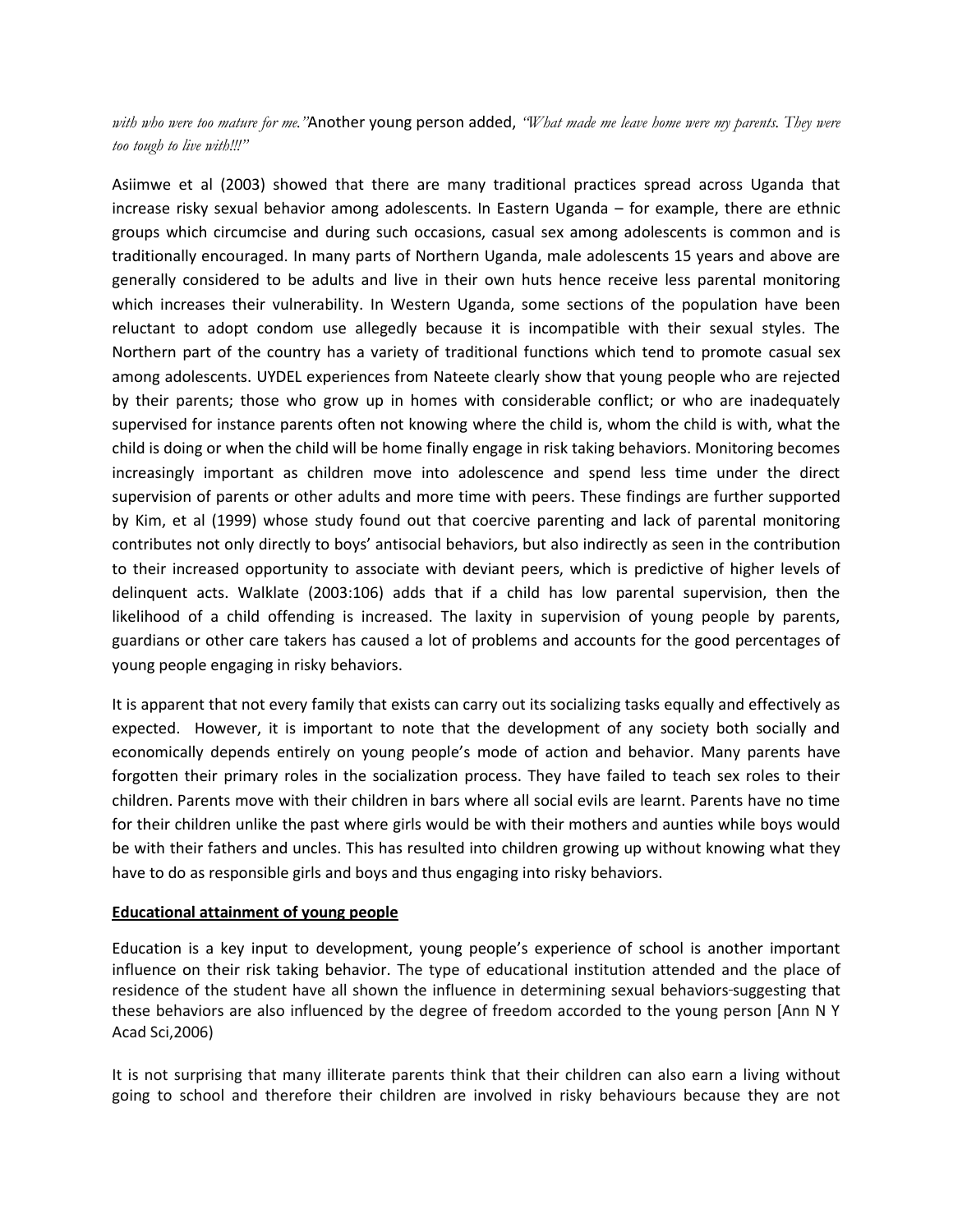*with who were too mature for me."* Another young person added, *"What made me leave home were my parents. They were too tough to live with!!!"*

Asiimwe et al (2003) showed that there are many traditional practices spread across Uganda that increase risky sexual behavior among adolescents. In Eastern Uganda – for example, there are ethnic groups which circumcise and during such occasions, casual sex among adolescents is common and is traditionally encouraged. In many parts of Northern Uganda, male adolescents 15 years and above are generally considered to be adults and live in their own huts hence receive less parental monitoring which increases their vulnerability. In Western Uganda, some sections of the population have been reluctant to adopt condom use allegedly because it is incompatible with their sexual styles. The Northern part of the country has a variety of traditional functions which tend to promote casual sex among adolescents. UYDEL experiences from Nateete clearly show that young people who are rejected by their parents; those who grow up in homes with considerable conflict; or who are inadequately supervised for instance parents often not knowing where the child is, whom the child is with, what the child is doing or when the child will be home finally engage in risk taking behaviors. Monitoring becomes increasingly important as children move into adolescence and spend less time under the direct supervision of parents or other adults and more time with peers. These findings are further supported by Kim, et al (1999) whose study found out that coercive parenting and lack of parental monitoring contributes not only directly to boys' antisocial behaviors, but also indirectly as seen in the contribution to their increased opportunity to associate with deviant peers, which is predictive of higher levels of delinquent acts. Walklate (2003:106) adds that if a child has low parental supervision, then the likelihood of a child offending is increased. The laxity in supervision of young people by parents, guardians or other care takers has caused a lot of problems and accounts for the good percentages of young people engaging in risky behaviors.

It is apparent that not every family that exists can carry out its socializing tasks equally and effectively as expected. However, it is important to note that the development of any society both socially and economically depends entirely on young people's mode of action and behavior. Many parents have forgotten their primary roles in the socialization process. They have failed to teach sex roles to their children. Parents move with their children in bars where all social evils are learnt. Parents have no time for their children unlike the past where girls would be with their mothers and aunties while boys would be with their fathers and uncles. This has resulted into children growing up without knowing what they have to do as responsible girls and boys and thus engaging into risky behaviors.

**Educational attainment of young people**

Education is a key input to development, young people's experience of school is another important influence on their risk taking behavior. The type of educational institution attended and the place of residence of the student have all shown the influence in determining sexual behaviors-suggesting that these behaviors are also influenced by the degree of freedom accorded to the young person [Ann N Y Acad Sci,2006)

It is not surprising that many illiterate parents think that their children can also earn a living without going to school and therefore their children are involved in risky behaviours because they are not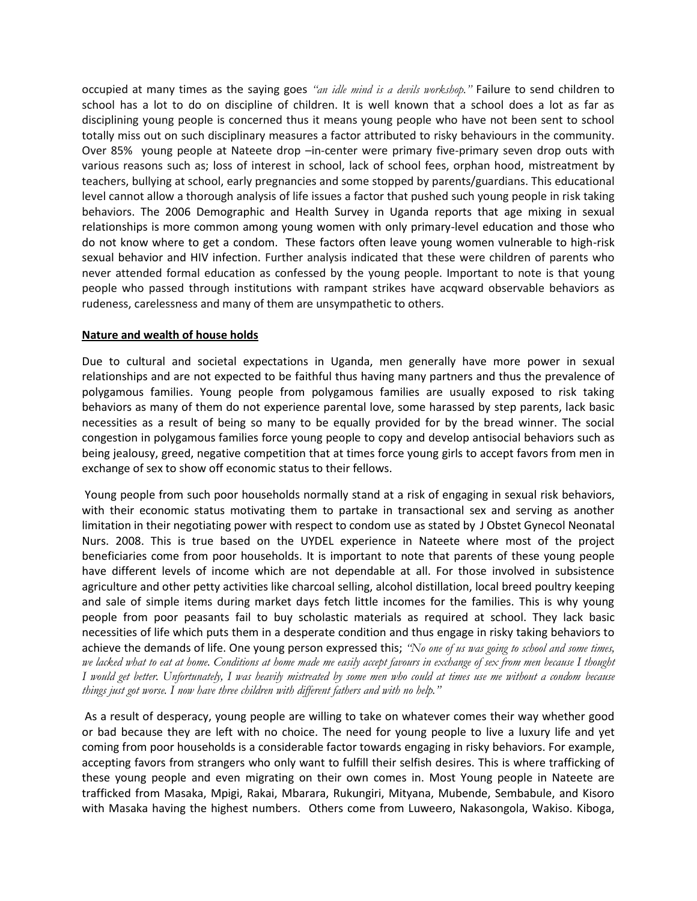occupied at many times as the saying goes *"an idle mind is a devils workshop."* Failure to send children to school has a lot to do on discipline of children. It is well known that a school does a lot as far as disciplining young people is concerned thus it means young people who have not been sent to school totally miss out on such disciplinary measures a factor attributed to risky behaviours in the community. Over 85% young people at Nateete drop –in-center were primary five-primary seven drop outs with various reasons such as; loss of interest in school, lack of school fees, orphan hood, mistreatment by teachers, bullying at school, early pregnancies and some stopped by parents/guardians. This educational level cannot allow a thorough analysis of life issues a factor that pushed such young people in risk taking behaviors. The 2006 Demographic and Health Survey in Uganda reports that age mixing in sexual relationships is more common among young women with only primary-level education and those who do not know where to get a condom. These factors often leave young women vulnerable to high-risk sexual behavior and HIV infection. Further analysis indicated that these were children of parents who never attended formal education as confessed by the young people. Important to note is that young people who passed through institutions with rampant strikes have acqward observable behaviors as rudeness, carelessness and many of them are unsympathetic to others.

**Nature and wealth of house holds**

Due to cultural and societal expectations in Uganda, men generally have more power in sexual relationships and are not expected to be faithful thus having many partners and thus the prevalence of polygamous families. Young people from polygamous families are usually exposed to risk taking behaviors as many of them do not experience parental love, some harassed by step parents, lack basic necessities as a result of being so many to be equally provided for by the bread winner. The social congestion in polygamous families force young people to copy and develop antisocial behaviors such as being jealousy, greed, negative competition that at times force young girls to accept favors from men in exchange of sex to show off economic status to their fellows.

Young people from such poor households normally stand at a risk of engaging in sexual risk behaviors, with their economic status motivating them to partake in transactional sex and serving as another limitation in their negotiating power with respect to condom use as stated by J Obstet Gynecol Neonatal Nurs. 2008. This is true based on the UYDEL experience in Nateete where most of the project beneficiaries come from poor households. It is important to note that parents of these young people have different levels of income which are not dependable at all. For those involved in subsistence agriculture and other petty activities like charcoal selling, alcohol distillation, local breed poultry keeping and sale of simple items during market days fetch little incomes for the families. This is why young people from poor peasants fail to buy scholastic materials as required at school. They lack basic necessities of life which puts them in a desperate condition and thus engage in risky taking behaviors to achieve the demands of life. One young person expressed this; *"No one of us was going to school and some times, we lacked what to eat at home. Conditions at home made me easily accept favours in exchange of sex from men because I thought I would get better. Unfortunately, I was heavily mistreated by some men who could at times use me without a condom because things just got worse. I now have three children with different fathers and with no help."*

As a result of desperacy, young people are willing to take on whatever comes their way whether good or bad because they are left with no choice. The need for young people to live a luxury life and yet coming from poor households is a considerable factor towards engaging in risky behaviors. For example, accepting favors from strangers who only want to fulfill their selfish desires. This is where trafficking of these young people and even migrating on their own comes in. Most Young people in Nateete are trafficked from Masaka, Mpigi, Rakai, Mbarara, Rukungiri, Mityana, Mubende, Sembabule, and Kisoro with Masaka having the highest numbers. Others come from Luweero, Nakasongola, Wakiso. Kiboga,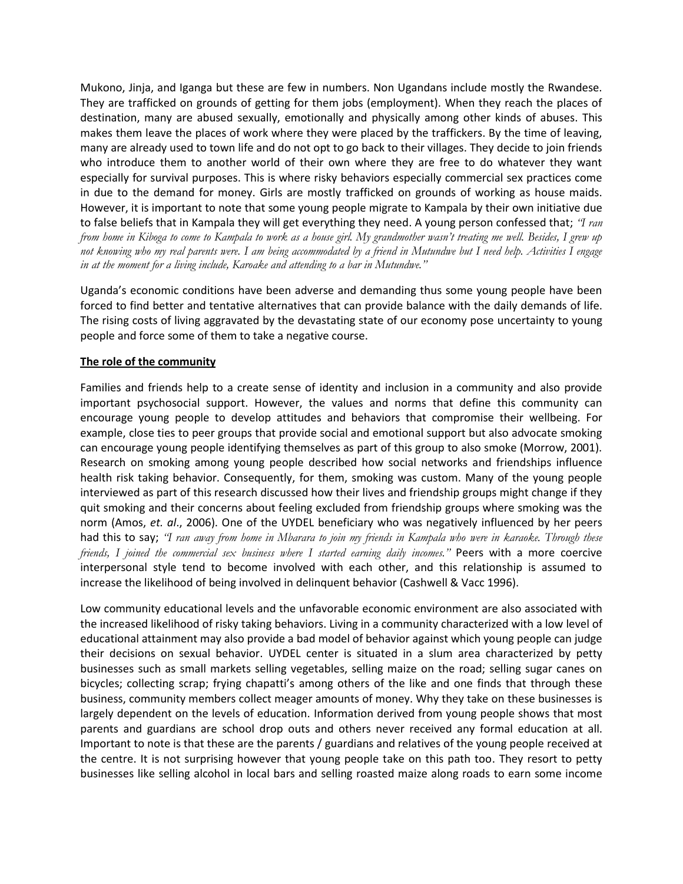Mukono, Jinja, and Iganga but these are few in numbers. Non Ugandans include mostly the Rwandese. They are trafficked on grounds of getting for them jobs (employment). When they reach the places of destination, many are abused sexually, emotionally and physically among other kinds of abuses. This makes them leave the places of work where they were placed by the traffickers. By the time of leaving, many are already used to town life and do not opt to go back to their villages. They decide to join friends who introduce them to another world of their own where they are free to do whatever they want especially for survival purposes. This is where risky behaviors especially commercial sex practices come in due to the demand for money. Girls are mostly trafficked on grounds of working as house maids. However, it is important to note that some young people migrate to Kampala by their own initiative due to false beliefs that in Kampala they will get everything they need. A young person confessed that; *"I ran from home in Kiboga to come to Kampala to work as a house girl. My grandmother wasn't treating me well. Besides, I grew up not knowing who my real parents were. I am being accommodated by a friend in Mutundwe but I need help. Activities I engage in at the moment for a living include, Karoake and attending to a bar in Mutundwe."*

Uganda's economic conditions have been adverse and demanding thus some young people have been forced to find better and tentative alternatives that can provide balance with the daily demands of life. The rising costs of living aggravated by the devastating state of our economy pose uncertainty to young people and force some of them to take a negative course.

**The role of the community**

Families and friends help to a create sense of identity and inclusion in a community and also provide important psychosocial support. However, the values and norms that define this community can encourage young people to develop attitudes and behaviors that compromise their wellbeing. For example, close ties to peer groups that provide social and emotional support but also advocate smoking can encourage young people identifying themselves as part of this group to also smoke (Morrow, 2001). Research on smoking among young people described how social networks and friendships influence health risk taking behavior. Consequently, for them, smoking was custom. Many of the young people interviewed as part of this research discussed how their lives and friendship groups might change if they quit smoking and their concerns about feeling excluded from friendship groups where smoking was the norm (Amos, *et. al*., 2006). One of the UYDEL beneficiary who was negatively influenced by her peers had this to say; *"I ran away from home in Mbarara to join my friends in Kampala who were in karaoke. Through these friends, I joined the commercial sex business where I started earning daily incomes."* Peers with a more coercive interpersonal style tend to become involved with each other, and this relationship is assumed to increase the likelihood of being involved in delinquent behavior (Cashwell & Vacc 1996).

Low community educational levels and the unfavorable economic environment are also associated with the increased likelihood of risky taking behaviors. Living in a community characterized with a low level of educational attainment may also provide a bad model of behavior against which young people can judge their decisions on sexual behavior. UYDEL center is situated in a slum area characterized by petty businesses such as small markets selling vegetables, selling maize on the road; selling sugar canes on bicycles; collecting scrap; frying chapatti's among others of the like and one finds that through these business, community members collect meager amounts of money. Why they take on these businesses is largely dependent on the levels of education. Information derived from young people shows that most parents and guardians are school drop outs and others never received any formal education at all. Important to note is that these are the parents / guardians and relatives of the young people received at the centre. It is not surprising however that young people take on this path too. They resort to petty businesses like selling alcohol in local bars and selling roasted maize along roads to earn some income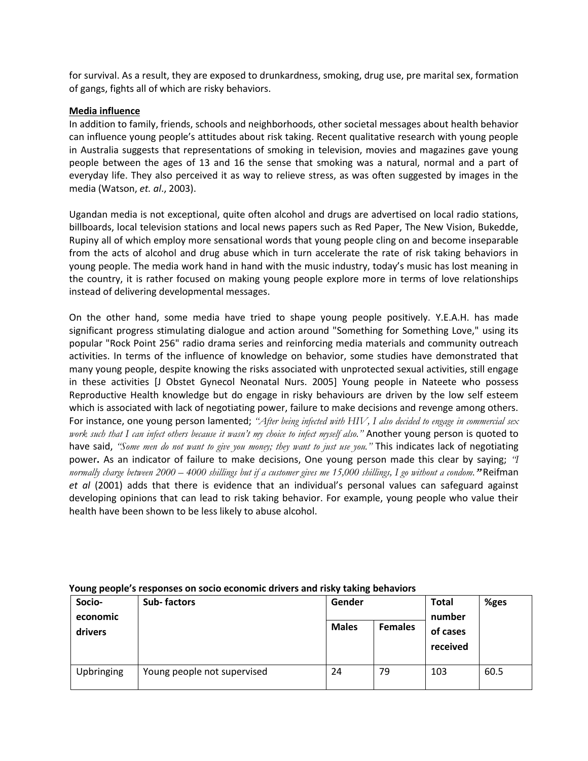for survival. As a result, they are exposed to drunkardness, smoking, drug use, pre marital sex, formation of gangs, fights all of which are risky behaviors.

**Media influence**

In addition to family, friends, schools and neighborhoods, other societal messages about health behavior can influence young people's attitudes about risk taking. Recent qualitative research with young people in Australia suggests that representations of smoking in television, movies and magazines gave young people between the ages of 13 and 16 the sense that smoking was a natural, normal and a part of everyday life. They also perceived it as way to relieve stress, as was often suggested by images in the media (Watson, *et. al*., 2003).

Ugandan media is not exceptional, quite often alcohol and drugs are advertised on local radio stations, billboards, local television stations and local news papers such as Red Paper, The New Vision, Bukedde, Rupiny all of which employ more sensational words that young people cling on and become inseparable from the acts of alcohol and drug abuse which in turn accelerate the rate of risk taking behaviors in young people. The media work hand in hand with the music industry, today's music has lost meaning in the country, it is rather focused on making young people explore more in terms of love relationships instead of delivering developmental messages.

On the other hand, some media have tried to shape young people positively. Y.E.A.H. has made significant progress stimulating dialogue and action around "Something for Something Love," using its popular "Rock Point 256" radio drama series and reinforcing media materials and community outreach activities. In terms of the influence of knowledge on behavior, some studies have demonstrated that many young people, despite knowing the risks associated with unprotected sexual activities, still engage in these activities [J Obstet Gynecol Neonatal Nurs. 2005] Young people in Nateete who possess Reproductive Health knowledge but do engage in risky behaviours are driven by the low self esteem which is associated with lack of negotiating power, failure to make decisions and revenge among others. For instance, one young person lamented; *"After being infected with HIV, I also decided to engage in commercial sex work such that I can infect others because it wasn't my choice to infect myself also."* Another young person is quoted to have said, *"Some men do not want to give you money; they want to just use you."* This indicates lack of negotiating power**.** As an indicator of failure to make decisions, One young person made this clear by saying; *"I normally charge between 2000 – 4000 shillings but if a customer gives me 15,000 shillings, I go without a condom."* Reifman *et al* (2001) adds that there is evidence that an individual's personal values can safeguard against developing opinions that can lead to risk taking behavior. For example, young people who value their health have been shown to be less likely to abuse alcohol.

**Young people's responses on socio economic drivers and risky taking behaviors**

| Socio-economic drivers | Sub- factors | Gender | | Total number of cases received | %ges |
|---|---|---|---|---|---|
| | | Males | Females | | |
| Upbringing | Young people not supervised | 24 | 79 | 103 | 60.5 |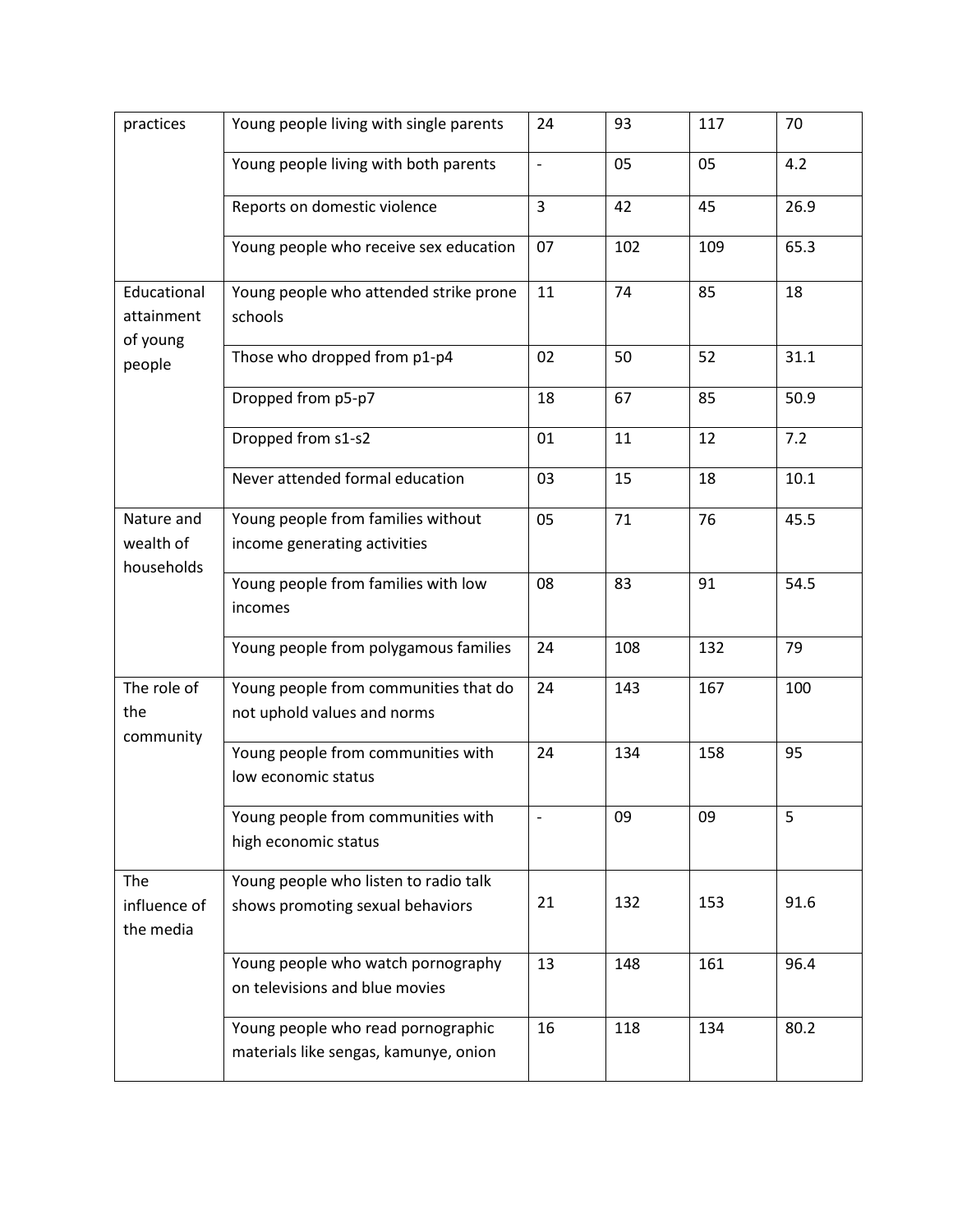| practices | Young people living with single parents | 24 | 93 | 117 | 70 |
|---|---|---|---|---|---|
| | Young people living with both parents | - | 05 | 05 | 4.2 |
| | Reports on domestic violence | 3 | 42 | 45 | 26.9 |
| | Young people who receive sex education | 07 | 102 | 109 | 65.3 |
| Educational attainment of young people | Young people who attended strike prone schools | 11 | 74 | 85 | 18 |
| | Those who dropped from p1-p4 | 02 | 50 | 52 | 31.1 |
| | Dropped from p5-p7 | 18 | 67 | 85 | 50.9 |
| | Dropped from s1-s2 | 01 | 11 | 12 | 7.2 |
| | Never attended formal education | 03 | 15 | 18 | 10.1 |
| Nature and wealth of households | Young people from families without income generating activities | 05 | 71 | 76 | 45.5 |
| | Young people from families with low incomes | 08 | 83 | 91 | 54.5 |
| | Young people from polygamous families | 24 | 108 | 132 | 79 |
| The role of the community | Young people from communities that do not uphold values and norms | 24 | 143 | 167 | 100 |
| | Young people from communities with low economic status | 24 | 134 | 158 | 95 |
| | Young people from communities with high economic status | - | 09 | 09 | 5 |
| The influence of the media | Young people who listen to radio talk shows promoting sexual behaviors | 21 | 132 | 153 | 91.6 |
| | Young people who watch pornography on televisions and blue movies | 13 | 148 | 161 | 96.4 |
| | Young people who read pornographic materials like sengas, kamunye, onion | 16 | 118 | 134 | 80.2 |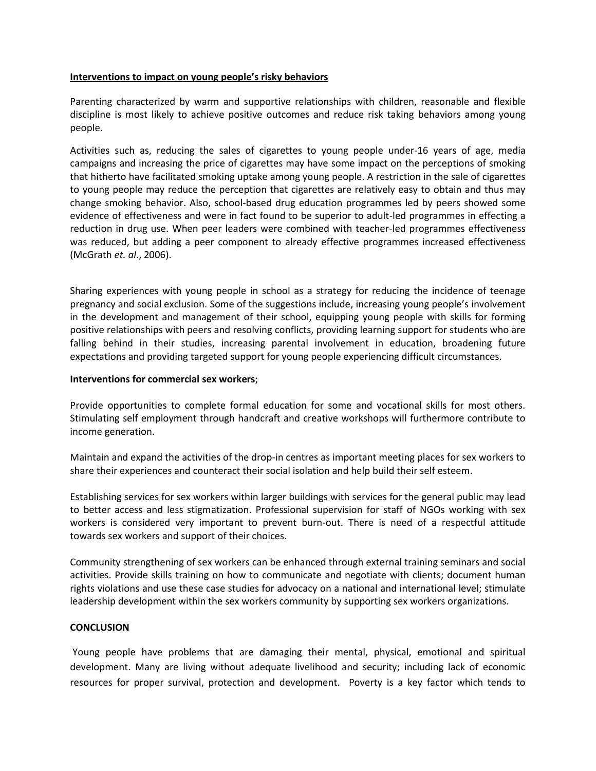**Interventions to impact on young people's risky behaviors**

Parenting characterized by warm and supportive relationships with children, reasonable and flexible discipline is most likely to achieve positive outcomes and reduce risk taking behaviors among young people.

Activities such as, reducing the sales of cigarettes to young people under-16 years of age, media campaigns and increasing the price of cigarettes may have some impact on the perceptions of smoking that hitherto have facilitated smoking uptake among young people. A restriction in the sale of cigarettes to young people may reduce the perception that cigarettes are relatively easy to obtain and thus may change smoking behavior. Also, school-based drug education programmes led by peers showed some evidence of effectiveness and were in fact found to be superior to adult-led programmes in effecting a reduction in drug use. When peer leaders were combined with teacher-led programmes effectiveness was reduced, but adding a peer component to already effective programmes increased effectiveness (McGrath *et. al*., 2006).

Sharing experiences with young people in school as a strategy for reducing the incidence of teenage pregnancy and social exclusion. Some of the suggestions include, increasing young people's involvement in the development and management of their school, equipping young people with skills for forming positive relationships with peers and resolving conflicts, providing learning support for students who are falling behind in their studies, increasing parental involvement in education, broadening future expectations and providing targeted support for young people experiencing difficult circumstances.

**Interventions for commercial sex workers**;

Provide opportunities to complete formal education for some and vocational skills for most others. Stimulating self employment through handcraft and creative workshops will furthermore contribute to income generation.

Maintain and expand the activities of the drop-in centres as important meeting places for sex workers to share their experiences and counteract their social isolation and help build their self esteem.

Establishing services for sex workers within larger buildings with services for the general public may lead to better access and less stigmatization. Professional supervision for staff of NGOs working with sex workers is considered very important to prevent burn-out. There is need of a respectful attitude towards sex workers and support of their choices.

Community strengthening of sex workers can be enhanced through external training seminars and social activities. Provide skills training on how to communicate and negotiate with clients; document human rights violations and use these case studies for advocacy on a national and international level; stimulate leadership development within the sex workers community by supporting sex workers organizations.

**CONCLUSION**

Young people have problems that are damaging their mental, physical, emotional and spiritual development. Many are living without adequate livelihood and security; including lack of economic resources for proper survival, protection and development. Poverty is a key factor which tends to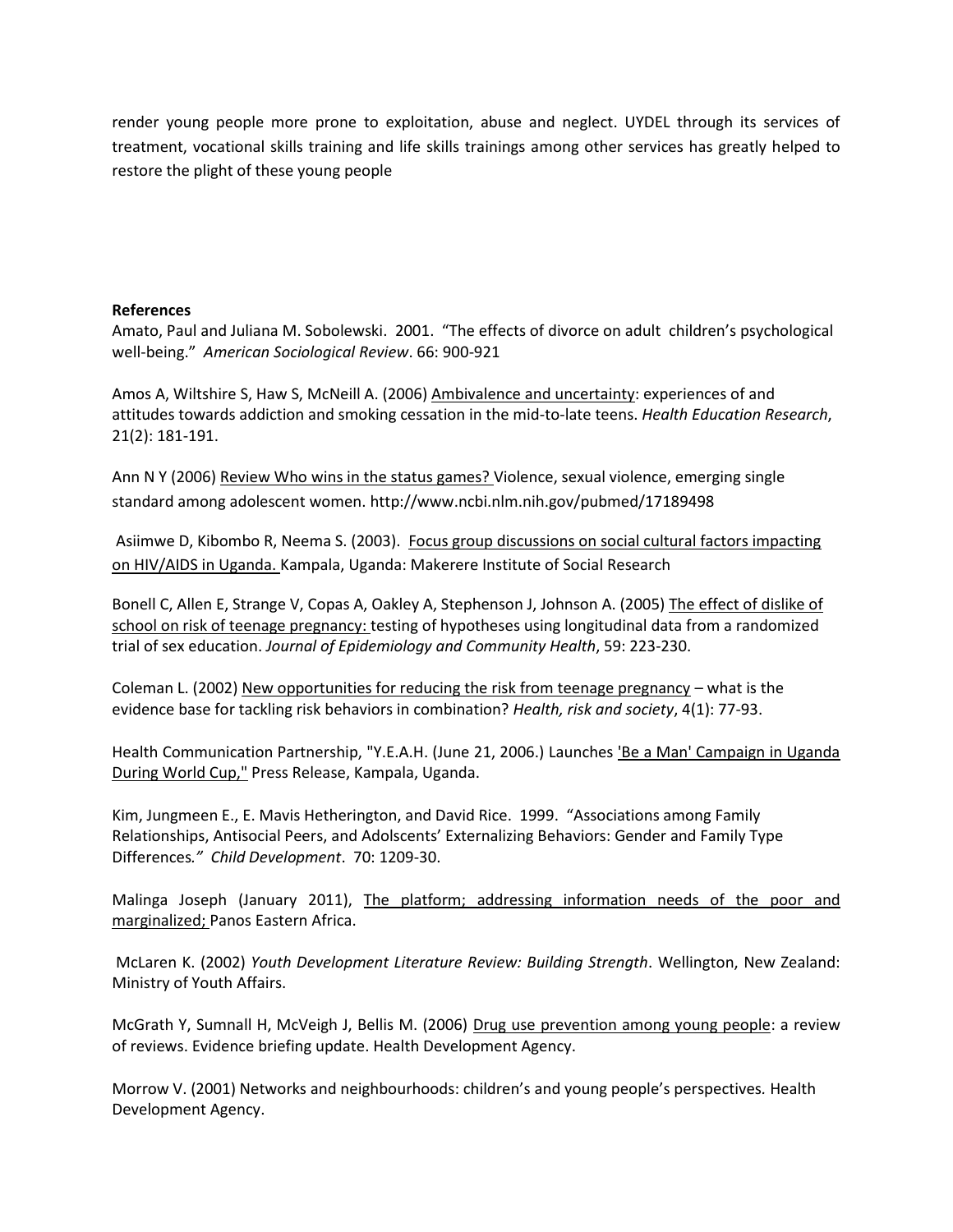render young people more prone to exploitation, abuse and neglect. UYDEL through its services of treatment, vocational skills training and life skills trainings among other services has greatly helped to restore the plight of these young people

**References**

Amato, Paul and Juliana M. Sobolewski. 2001. "The effects of divorce on adult children's psychological well-being." *American Sociological Review*. 66: 900-921

Amos A, Wiltshire S, Haw S, McNeill A. (2006) Ambivalence and uncertainty: experiences of and attitudes towards addiction and smoking cessation in the mid-to-late teens. *Health Education Research*, 21(2): 181-191.

Ann N Y (2006) Review Who wins in the status games? Violence, sexual violence, emerging single standard among adolescent women. http://www.ncbi.nlm.nih.gov/pubmed/17189498

Asiimwe D, Kibombo R, Neema S. (2003). Focus group discussions on social cultural factors impacting on HIV/AIDS in Uganda. Kampala, Uganda: Makerere Institute of Social Research

Bonell C, Allen E, Strange V, Copas A, Oakley A, Stephenson J, Johnson A. (2005) The effect of dislike of school on risk of teenage pregnancy: testing of hypotheses using longitudinal data from a randomized trial of sex education. *Journal of Epidemiology and Community Health*, 59: 223-230.

Coleman L. (2002) New opportunities for reducing the risk from teenage pregnancy – what is the evidence base for tackling risk behaviors in combination? *Health, risk and society*, 4(1): 77-93.

Health Communication Partnership, "Y.E.A.H. (June 21, 2006.) Launches 'Be a Man' Campaign in Uganda During World Cup," Press Release, Kampala, Uganda.

Kim, Jungmeen E., E. Mavis Hetherington, and David Rice. 1999. "Associations among Family Relationships, Antisocial Peers, and Adolscents' Externalizing Behaviors: Gender and Family Type Differences." *Child Development*. 70: 1209-30.

Malinga Joseph (January 2011), The platform; addressing information needs of the poor and marginalized; Panos Eastern Africa.

McLaren K. (2002) *Youth Development Literature Review: Building Strength*. Wellington, New Zealand: Ministry of Youth Affairs.

McGrath Y, Sumnall H, McVeigh J, Bellis M. (2006) Drug use prevention among young people: a review of reviews. Evidence briefing update. Health Development Agency.

Morrow V. (2001) Networks and neighbourhoods: children's and young people's perspectives. Health Development Agency.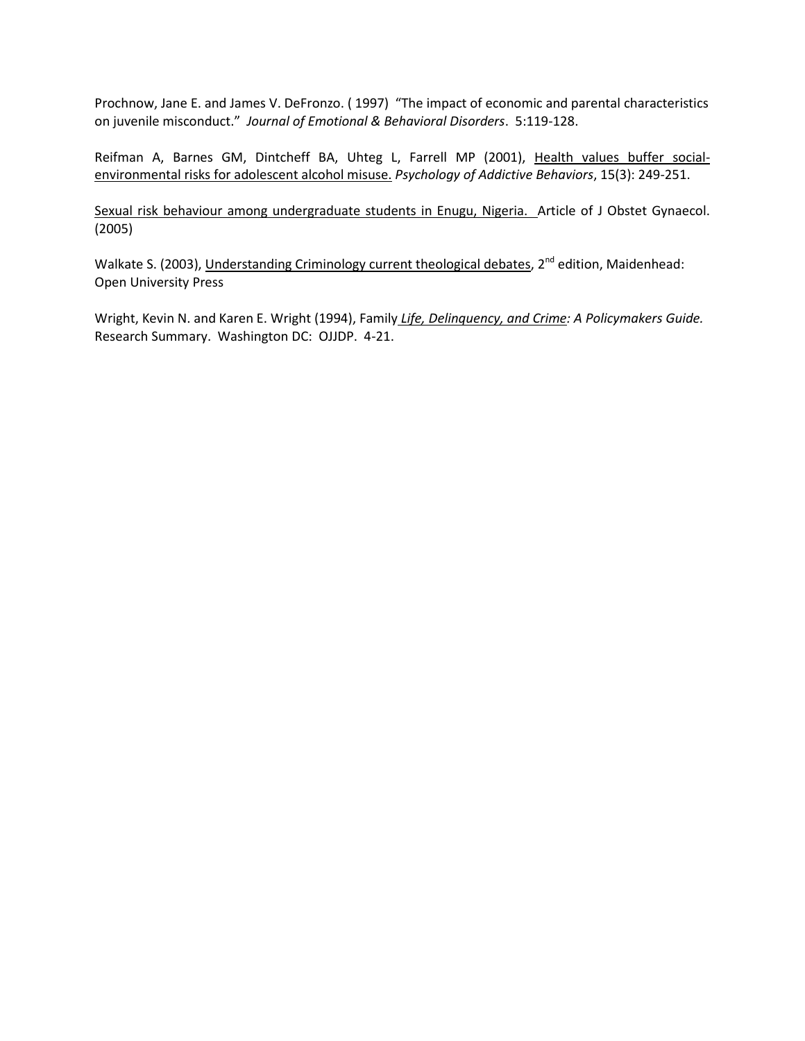Prochnow, Jane E. and James V. DeFronzo. ( 1997) "The impact of economic and parental characteristics on juvenile misconduct." *Journal of Emotional & Behavioral Disorders*. 5:119-128.

Reifman A, Barnes GM, Dintcheff BA, Uhteg L, Farrell MP (2001), Health values buffer social-environmental risks for adolescent alcohol misuse. *Psychology of Addictive Behaviors*, 15(3): 249-251.

Sexual risk behaviour among undergraduate students in Enugu, Nigeria. Article of J Obstet Gynaecol. (2005)

Walkate S. (2003), Understanding Criminology current theological debates, 2nd edition, Maidenhead: Open University Press

Wright, Kevin N. and Karen E. Wright (1994), Family *Life, Delinquency, and Crime: A Policymakers Guide.* Research Summary. Washington DC: OJJDP. 4-21.